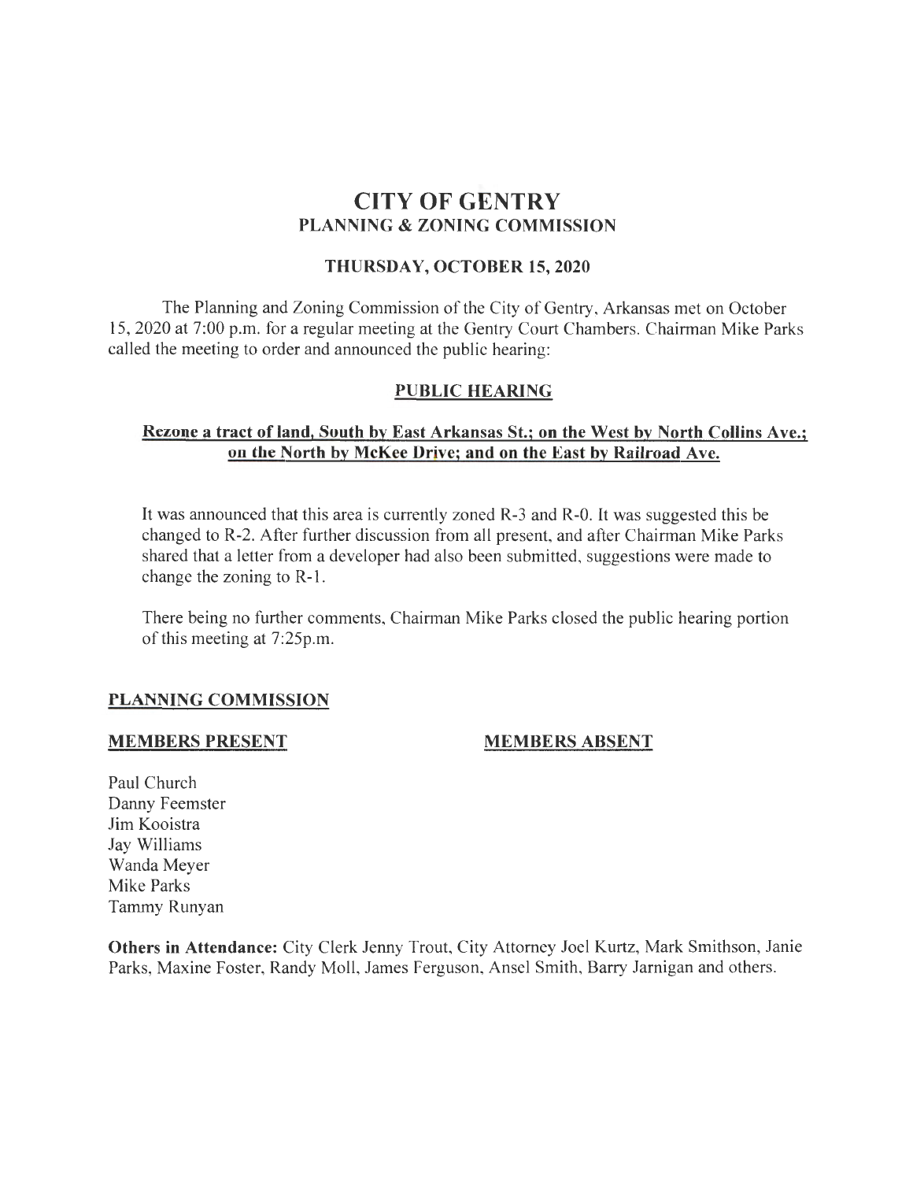# CITY OF GENTRY
## PLANNING & ZONING COMMISSION

### THURSDAY, OCTOBER 15, 2020

The Planning and Zoning Commission of the City of Gentry, Arkansas met on October 15, 2020 at 7:00 p.m. for a regular meeting at the Gentry Court Chambers. Chairman Mike Parks called the meeting to order and announced the public hearing:

### PUBLIC HEARING

**Rezone a tract of land, South by East Arkansas St.; on the West by North Collins Ave.; on the North by McKee Drive; and on the East by Railroad Ave.**

It was announced that this area is currently zoned R-3 and R-0. It was suggested this be changed to R-2. After further discussion from all present, and after Chairman Mike Parks shared that a letter from a developer had also been submitted, suggestions were made to change the zoning to R-1.

There being no further comments, Chairman Mike Parks closed the public hearing portion of this meeting at 7:25p.m.

**PLANNING COMMISSION**

| MEMBERS PRESENT | MEMBERS ABSENT |
|---|---|
| Paul Church | |
| Danny Feemster | |
| Jim Kooistra | |
| Jay Williams | |
| Wanda Meyer | |
| Mike Parks | |
| Tammy Runyan | |

**Others in Attendance:** City Clerk Jenny Trout, City Attorney Joel Kurtz, Mark Smithson, Janie Parks, Maxine Foster, Randy Moll, James Ferguson, Ansel Smith, Barry Jarnigan and others.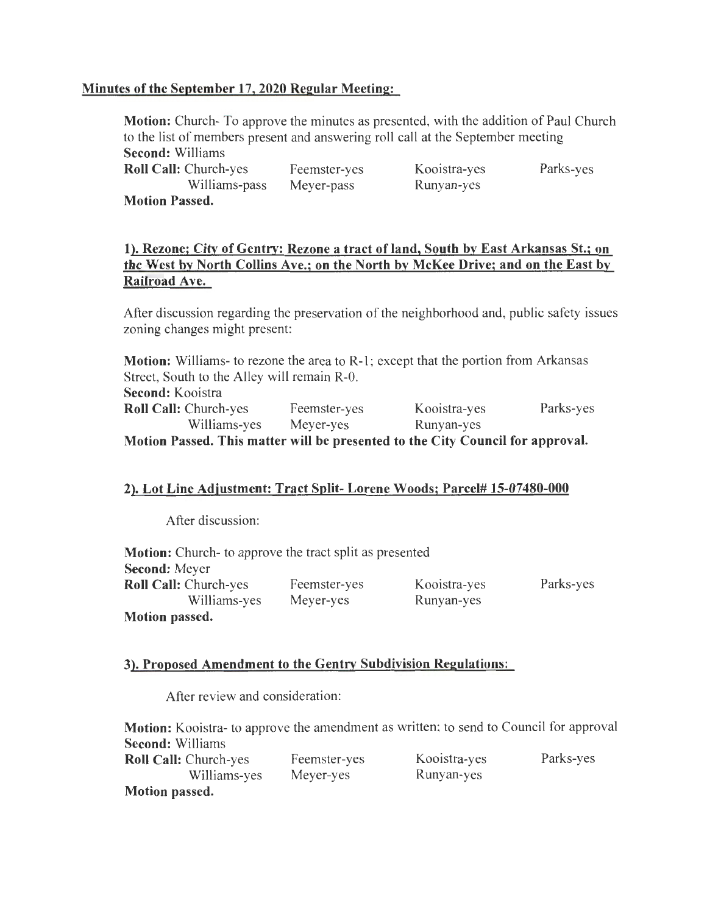**Minutes of the September 17, 2020 Regular Meeting:**

**Motion:** Church- To approve the minutes as presented, with the addition of Paul Church to the list of members present and answering roll call at the September meeting
**Second:** Williams
**Roll Call:** Church-yes Feemster-yes Kooistra-yes Parks-yes
Williams-pass Meyer-pass Runyan-yes
**Motion Passed.**

**1). Rezone; City of Gentry: Rezone a tract of land, South by East Arkansas St.; on the West by North Collins Ave.; on the North by McKee Drive; and on the East by Railroad Ave.**

After discussion regarding the preservation of the neighborhood and, public safety issues zoning changes might present:

**Motion:** Williams- to rezone the area to R-1; except that the portion from Arkansas Street, South to the Alley will remain R-0.
**Second:** Kooistra
**Roll Call:** Church-yes Feemster-yes Kooistra-yes Parks-yes
Williams-yes Meyer-yes Runyan-yes
**Motion Passed. This matter will be presented to the City Council for approval.**

**2). Lot Line Adjustment: Tract Split- Lorene Woods; Parcel# 15-07480-000**

After discussion:

**Motion:** Church- to approve the tract split as presented
**Second:** Meyer
**Roll Call:** Church-yes Feemster-yes Kooistra-yes Parks-yes
Williams-yes Meyer-yes Runyan-yes
**Motion passed.**

**3). Proposed Amendment to the Gentry Subdivision Regulations:**

After review and consideration:

**Motion:** Kooistra- to approve the amendment as written; to send to Council for approval
**Second:** Williams
**Roll Call:** Church-yes Feemster-yes Kooistra-yes Parks-yes
Williams-yes Meyer-yes Runyan-yes
**Motion passed.**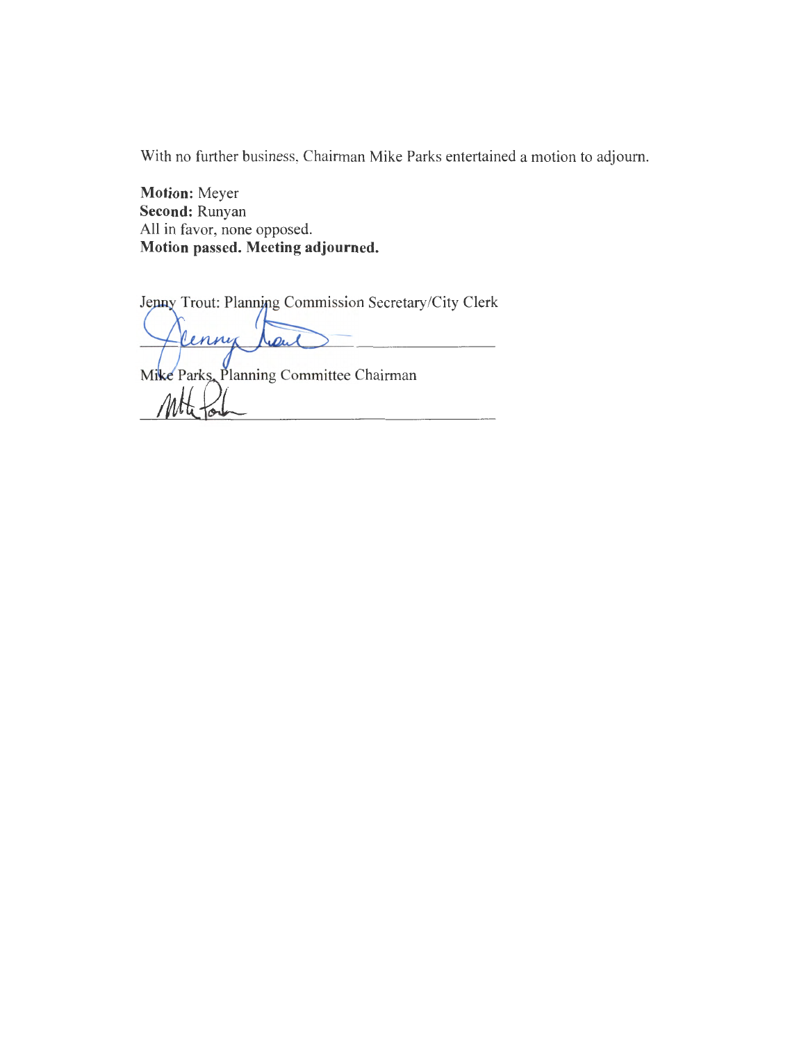With no further business, Chairman Mike Parks entertained a motion to adjourn.

**Motion:** Meyer
**Second:** Runyan
All in favor, none opposed.
**Motion passed. Meeting adjourned.**

Jenny Trout: Planning Commission Secretary/City Clerk

______________________________

Mike Parks, Planning Committee Chairman

______________________________